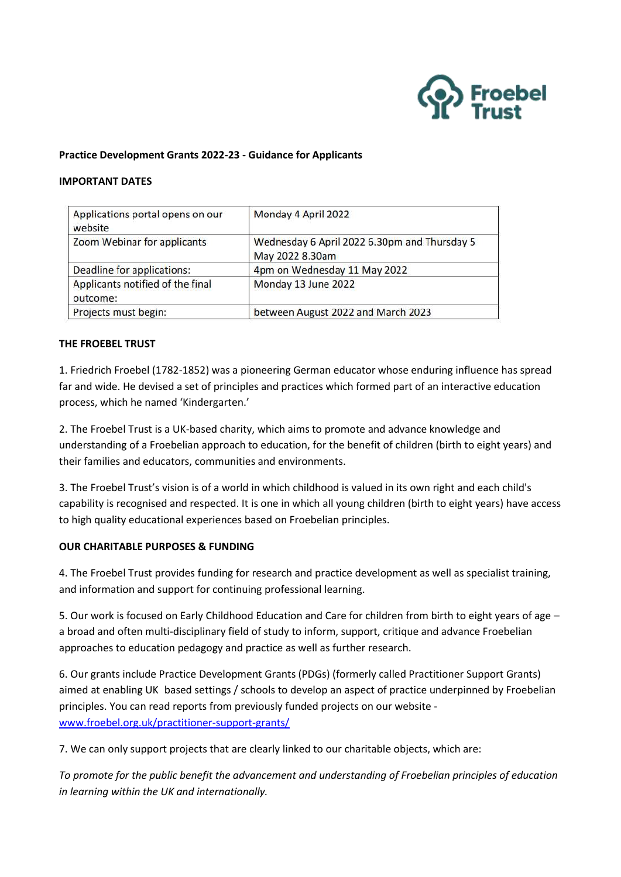**Practice Development Grants 2022-23 - Guidance for Applicants**

**IMPORTANT DATES**

| Applications portal opens on our website | Monday 4 April 2022 |
|---|---|
| Zoom Webinar for applicants | Wednesday 6 April 2022 6.30pm and Thursday 5 May 2022 8.30am |
| Deadline for applications: | 4pm on Wednesday 11 May 2022 |
| Applicants notified of the final outcome: | Monday 13 June 2022 |
| Projects must begin: | between August 2022 and March 2023 |

**THE FROEBEL TRUST**

1. Friedrich Froebel (1782-1852) was a pioneering German educator whose enduring influence has spread far and wide. He devised a set of principles and practices which formed part of an interactive education process, which he named 'Kindergarten.'

2. The Froebel Trust is a UK-based charity, which aims to promote and advance knowledge and understanding of a Froebelian approach to education, for the benefit of children (birth to eight years) and their families and educators, communities and environments.

3. The Froebel Trust's vision is of a world in which childhood is valued in its own right and each child's capability is recognised and respected. It is one in which all young children (birth to eight years) have access to high quality educational experiences based on Froebelian principles.

**OUR CHARITABLE PURPOSES & FUNDING**

4. The Froebel Trust provides funding for research and practice development as well as specialist training, and information and support for continuing professional learning.

5. Our work is focused on Early Childhood Education and Care for children from birth to eight years of age – a broad and often multi-disciplinary field of study to inform, support, critique and advance Froebelian approaches to education pedagogy and practice as well as further research.

6. Our grants include Practice Development Grants (PDGs) (formerly called Practitioner Support Grants) aimed at enabling UK based settings / schools to develop an aspect of practice underpinned by Froebelian principles. You can read reports from previously funded projects on our website - www.froebel.org.uk/practitioner-support-grants/

7. We can only support projects that are clearly linked to our charitable objects, which are:

*To promote for the public benefit the advancement and understanding of Froebelian principles of education in learning within the UK and internationally.*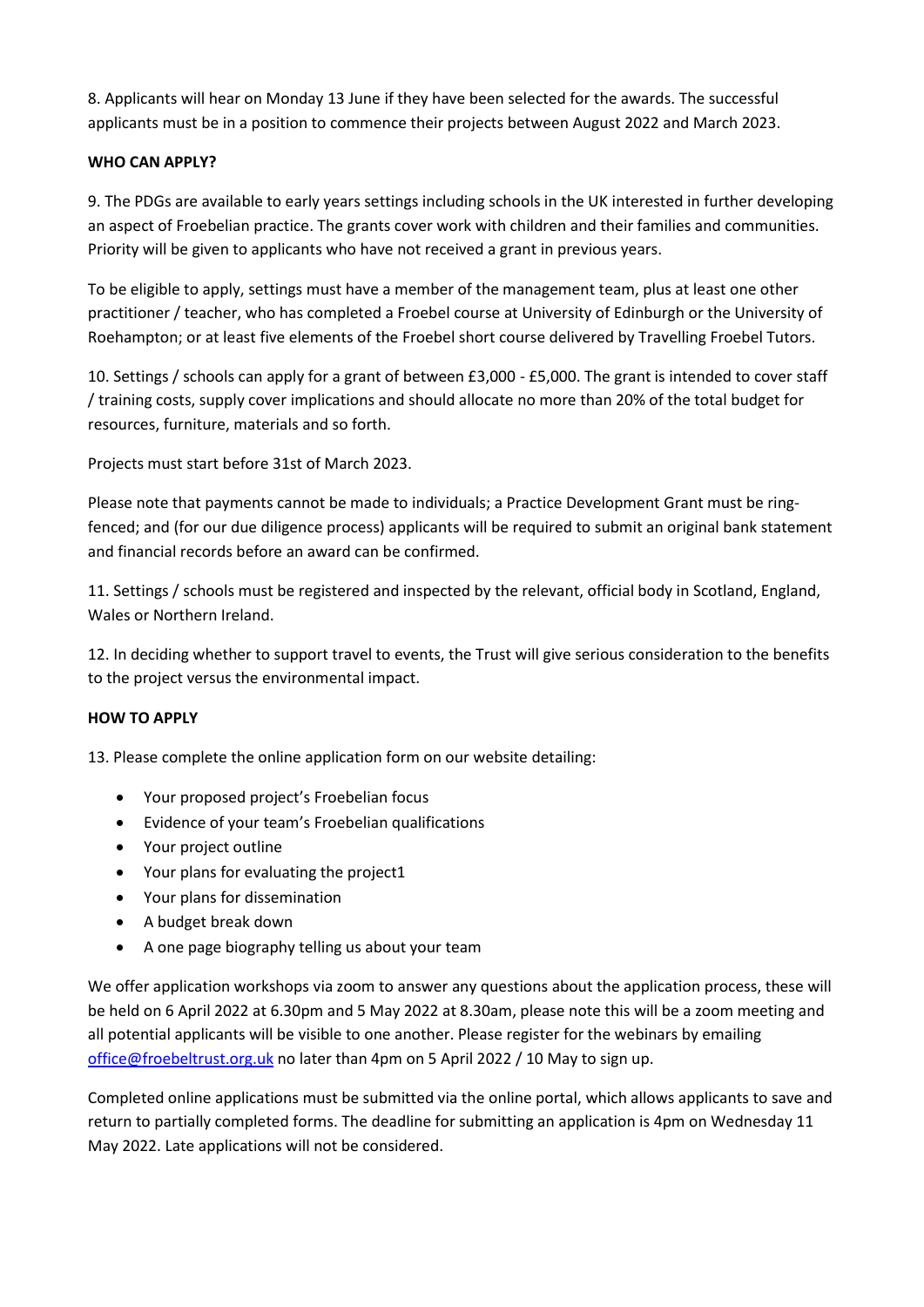8. Applicants will hear on Monday 13 June if they have been selected for the awards. The successful applicants must be in a position to commence their projects between August 2022 and March 2023.

**WHO CAN APPLY?**

9. The PDGs are available to early years settings including schools in the UK interested in further developing an aspect of Froebelian practice. The grants cover work with children and their families and communities. Priority will be given to applicants who have not received a grant in previous years.

To be eligible to apply, settings must have a member of the management team, plus at least one other practitioner / teacher, who has completed a Froebel course at University of Edinburgh or the University of Roehampton; or at least five elements of the Froebel short course delivered by Travelling Froebel Tutors.

10. Settings / schools can apply for a grant of between £3,000 - £5,000. The grant is intended to cover staff / training costs, supply cover implications and should allocate no more than 20% of the total budget for resources, furniture, materials and so forth.

Projects must start before 31st of March 2023.

Please note that payments cannot be made to individuals; a Practice Development Grant must be ring-fenced; and (for our due diligence process) applicants will be required to submit an original bank statement and financial records before an award can be confirmed.

11. Settings / schools must be registered and inspected by the relevant, official body in Scotland, England, Wales or Northern Ireland.

12. In deciding whether to support travel to events, the Trust will give serious consideration to the benefits to the project versus the environmental impact.

**HOW TO APPLY**

13. Please complete the online application form on our website detailing:

- Your proposed project's Froebelian focus
- Evidence of your team's Froebelian qualifications
- Your project outline
- Your plans for evaluating the project[1]
- Your plans for dissemination
- A budget break down
- A one page biography telling us about your team

We offer application workshops via zoom to answer any questions about the application process, these will be held on 6 April 2022 at 6.30pm and 5 May 2022 at 8.30am, please note this will be a zoom meeting and all potential applicants will be visible to one another. Please register for the webinars by emailing office@froebeltrust.org.uk no later than 4pm on 5 April 2022 / 10 May to sign up.

Completed online applications must be submitted via the online portal, which allows applicants to save and return to partially completed forms. The deadline for submitting an application is 4pm on Wednesday 11 May 2022. Late applications will not be considered.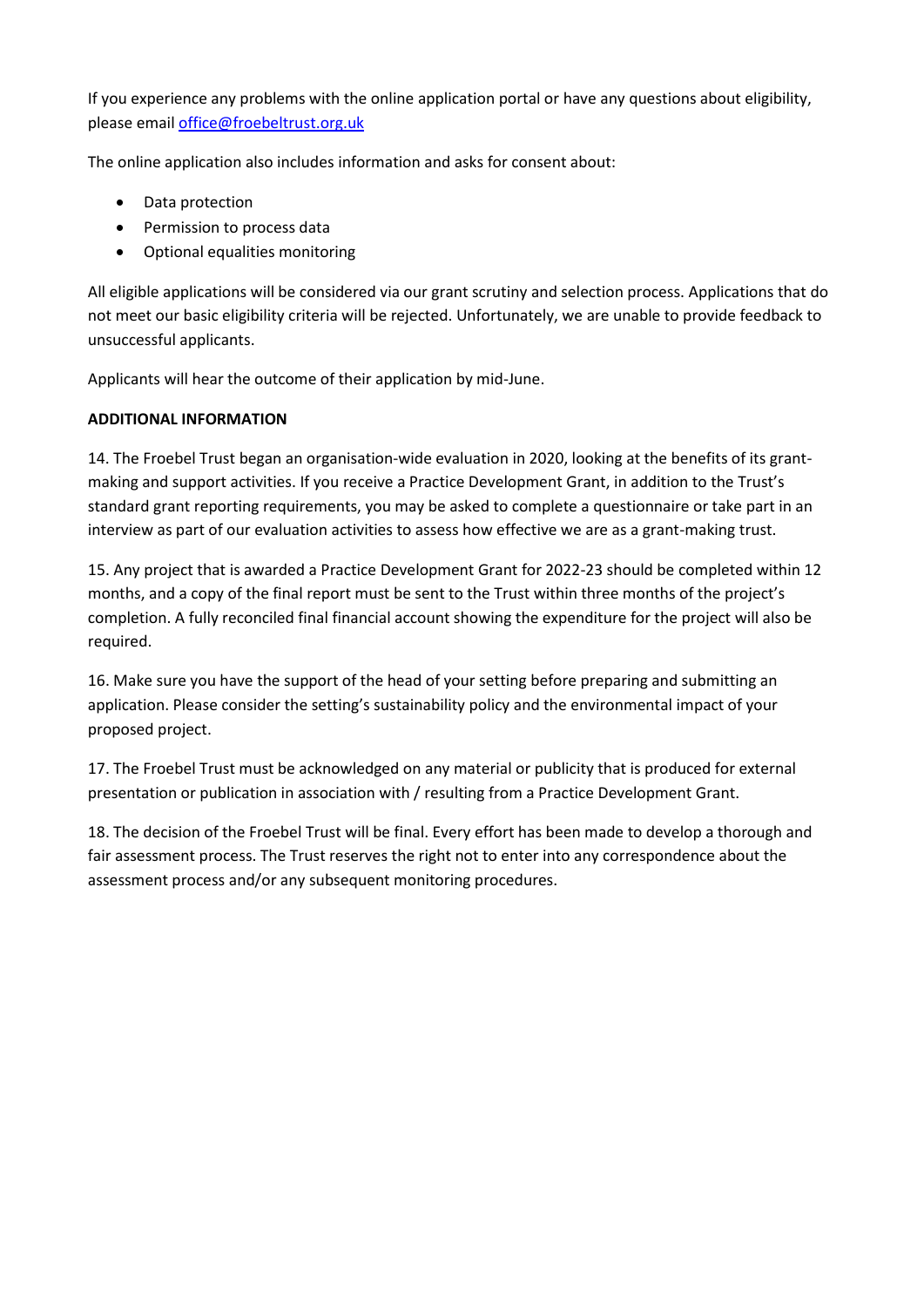If you experience any problems with the online application portal or have any questions about eligibility, please email [office@froebeltrust.org.uk](mailto:office@froebeltrust.org.uk)

The online application also includes information and asks for consent about:

- Data protection
- Permission to process data
- Optional equalities monitoring

All eligible applications will be considered via our grant scrutiny and selection process. Applications that do not meet our basic eligibility criteria will be rejected. Unfortunately, we are unable to provide feedback to unsuccessful applicants.

Applicants will hear the outcome of their application by mid-June.

**ADDITIONAL INFORMATION**

14. The Froebel Trust began an organisation-wide evaluation in 2020, looking at the benefits of its grant-making and support activities. If you receive a Practice Development Grant, in addition to the Trust's standard grant reporting requirements, you may be asked to complete a questionnaire or take part in an interview as part of our evaluation activities to assess how effective we are as a grant-making trust.

15. Any project that is awarded a Practice Development Grant for 2022-23 should be completed within 12 months, and a copy of the final report must be sent to the Trust within three months of the project's completion. A fully reconciled final financial account showing the expenditure for the project will also be required.

16. Make sure you have the support of the head of your setting before preparing and submitting an application. Please consider the setting's sustainability policy and the environmental impact of your proposed project.

17. The Froebel Trust must be acknowledged on any material or publicity that is produced for external presentation or publication in association with / resulting from a Practice Development Grant.

18. The decision of the Froebel Trust will be final. Every effort has been made to develop a thorough and fair assessment process. The Trust reserves the right not to enter into any correspondence about the assessment process and/or any subsequent monitoring procedures.